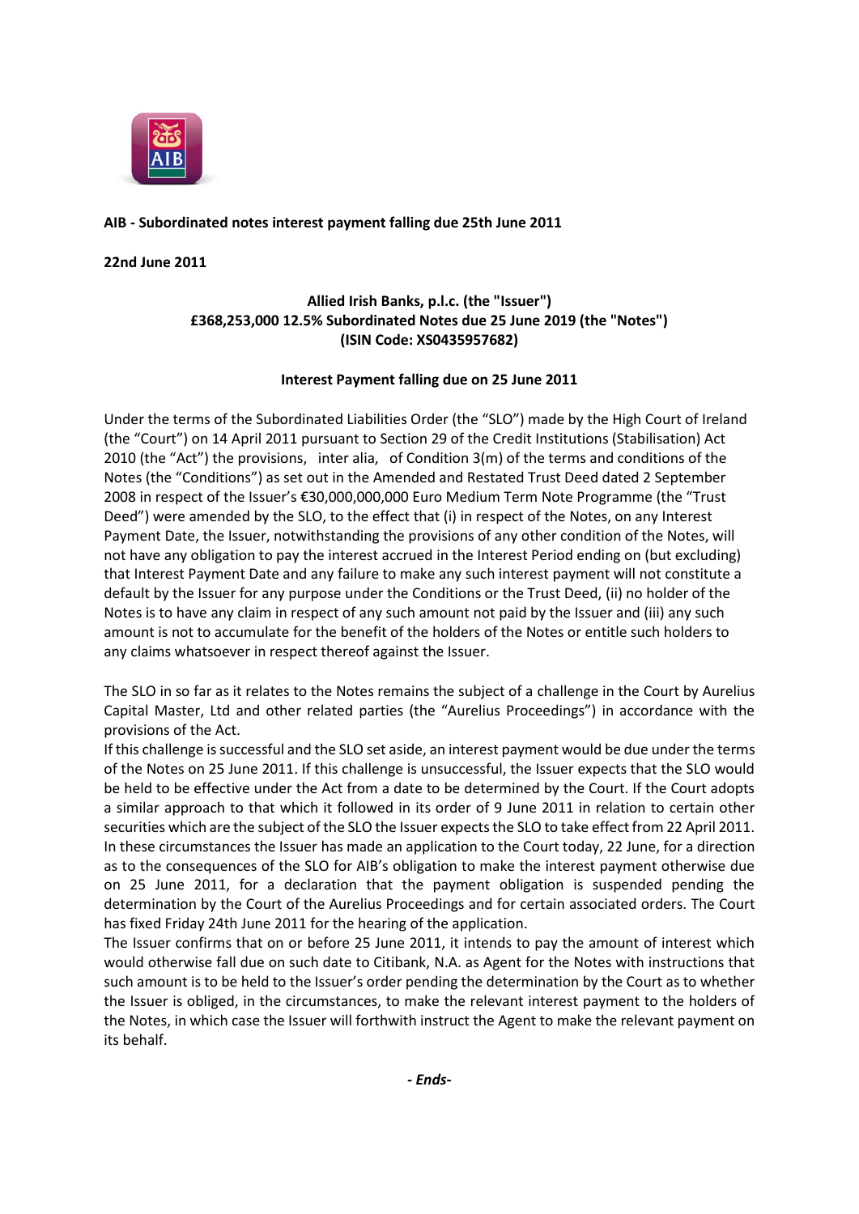**AIB - Subordinated notes interest payment falling due 25th June 2011**

**22nd June 2011**

**Allied Irish Banks, p.l.c. (the "Issuer")**
**£368,253,000 12.5% Subordinated Notes due 25 June 2019 (the "Notes")**
**(ISIN Code: XS0435957682)**

**Interest Payment falling due on 25 June 2011**

Under the terms of the Subordinated Liabilities Order (the "SLO") made by the High Court of Ireland (the "Court") on 14 April 2011 pursuant to Section 29 of the Credit Institutions (Stabilisation) Act 2010 (the "Act") the provisions, inter alia, of Condition 3(m) of the terms and conditions of the Notes (the "Conditions") as set out in the Amended and Restated Trust Deed dated 2 September 2008 in respect of the Issuer's €30,000,000,000 Euro Medium Term Note Programme (the "Trust Deed") were amended by the SLO, to the effect that (i) in respect of the Notes, on any Interest Payment Date, the Issuer, notwithstanding the provisions of any other condition of the Notes, will not have any obligation to pay the interest accrued in the Interest Period ending on (but excluding) that Interest Payment Date and any failure to make any such interest payment will not constitute a default by the Issuer for any purpose under the Conditions or the Trust Deed, (ii) no holder of the Notes is to have any claim in respect of any such amount not paid by the Issuer and (iii) any such amount is not to accumulate for the benefit of the holders of the Notes or entitle such holders to any claims whatsoever in respect thereof against the Issuer.

The SLO in so far as it relates to the Notes remains the subject of a challenge in the Court by Aurelius Capital Master, Ltd and other related parties (the "Aurelius Proceedings") in accordance with the provisions of the Act.

If this challenge is successful and the SLO set aside, an interest payment would be due under the terms of the Notes on 25 June 2011. If this challenge is unsuccessful, the Issuer expects that the SLO would be held to be effective under the Act from a date to be determined by the Court. If the Court adopts a similar approach to that which it followed in its order of 9 June 2011 in relation to certain other securities which are the subject of the SLO the Issuer expects the SLO to take effect from 22 April 2011. In these circumstances the Issuer has made an application to the Court today, 22 June, for a direction as to the consequences of the SLO for AIB's obligation to make the interest payment otherwise due on 25 June 2011, for a declaration that the payment obligation is suspended pending the determination by the Court of the Aurelius Proceedings and for certain associated orders. The Court has fixed Friday 24th June 2011 for the hearing of the application.

The Issuer confirms that on or before 25 June 2011, it intends to pay the amount of interest which would otherwise fall due on such date to Citibank, N.A. as Agent for the Notes with instructions that such amount is to be held to the Issuer's order pending the determination by the Court as to whether the Issuer is obliged, in the circumstances, to make the relevant interest payment to the holders of the Notes, in which case the Issuer will forthwith instruct the Agent to make the relevant payment on its behalf.

***- Ends-***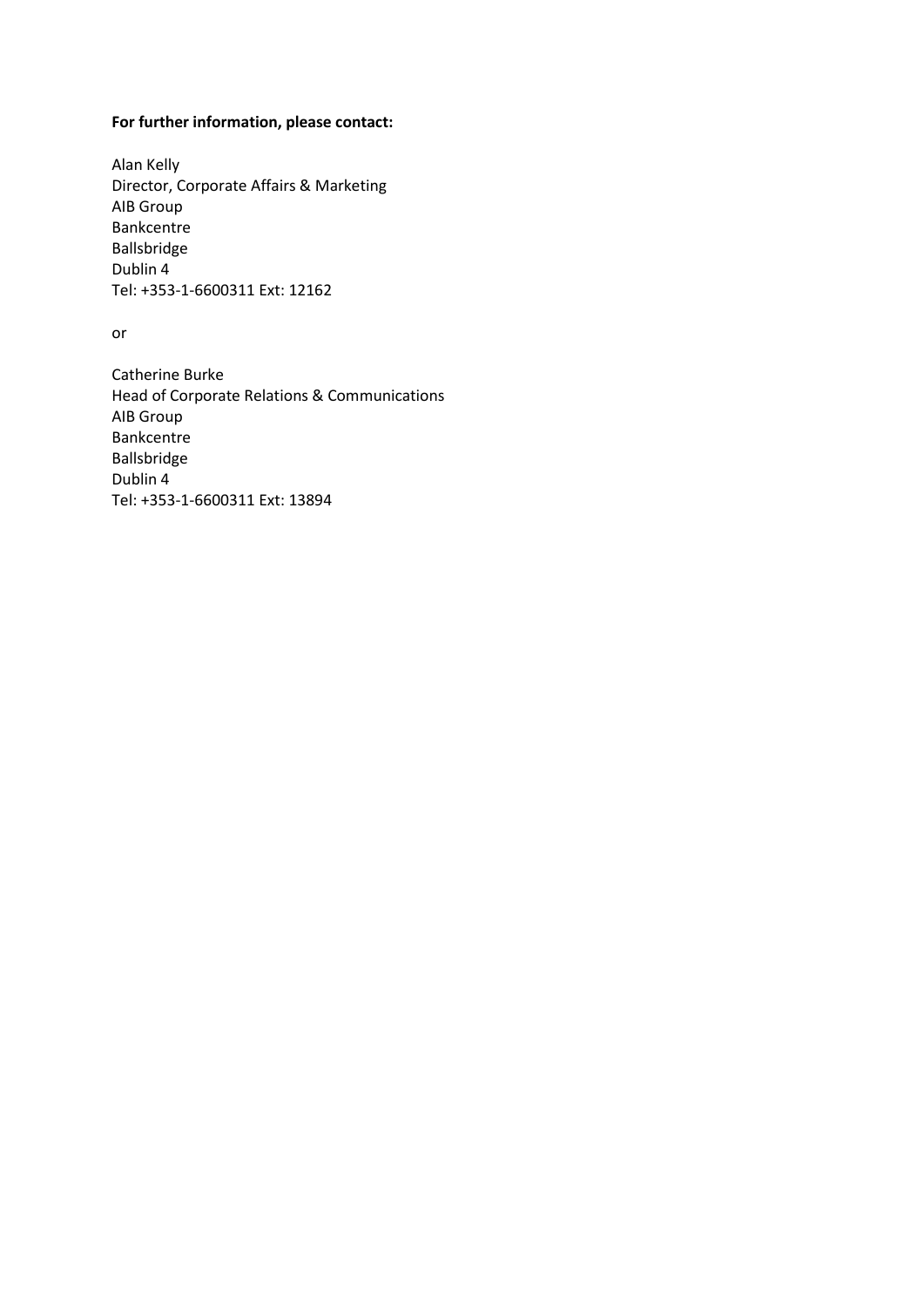**For further information, please contact:**

Alan Kelly
Director, Corporate Affairs & Marketing
AIB Group
Bankcentre
Ballsbridge
Dublin 4
Tel: +353-1-6600311 Ext: 12162

or

Catherine Burke
Head of Corporate Relations & Communications
AIB Group
Bankcentre
Ballsbridge
Dublin 4
Tel: +353-1-6600311 Ext: 13894